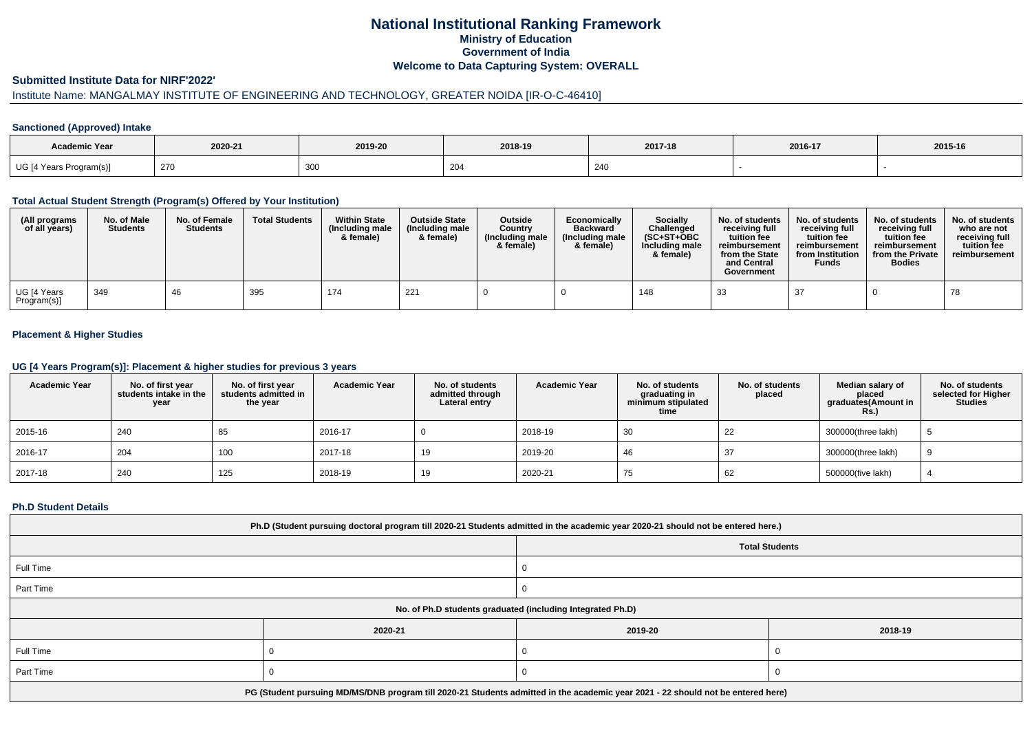# National Institutional Ranking Framework
## Ministry of Education
## Government of India
## Welcome to Data Capturing System: OVERALL

### Submitted Institute Data for NIRF'2022'

Institute Name: MANGALMAY INSTITUTE OF ENGINEERING AND TECHNOLOGY, GREATER NOIDA [IR-O-C-46410]

### Sanctioned (Approved) Intake

| Academic Year | 2020-21 | 2019-20 | 2018-19 | 2017-18 | 2016-17 | 2015-16 |
|---|---|---|---|---|---|---|
| UG [4 Years Program(s)] | 270 | 300 | 204 | 240 | - | - |

### Total Actual Student Strength (Program(s) Offered by Your Institution)

| (All programs of all years) | No. of Male Students | No. of Female Students | Total Students | Within State (Including male & female) | Outside State (Including male & female) | Outside Country (Including male & female) | Economically Backward (Including male & female) | Socially Challenged (SC+ST+OBC Including male & female) | No. of students receiving full tuition fee reimbursement from the State and Central Government | No. of students receiving full tuition fee reimbursement from Institution Funds | No. of students receiving full tuition fee reimbursement from the Private Bodies | No. of students who are not receiving full tuition fee reimbursement |
|---|---|---|---|---|---|---|---|---|---|---|---|---|
| UG [4 Years Program(s)] | 349 | 46 | 395 | 174 | 221 | 0 | 0 | 148 | 33 | 37 | 0 | 78 |

### Placement & Higher Studies

### UG [4 Years Program(s)]: Placement & higher studies for previous 3 years

| Academic Year | No. of first year students intake in the year | No. of first year students admitted in the year | Academic Year | No. of students admitted through Lateral entry | Academic Year | No. of students graduating in minimum stipulated time | No. of students placed | Median salary of placed graduates(Amount in Rs.) | No. of students selected for Higher Studies |
|---|---|---|---|---|---|---|---|---|---|
| 2015-16 | 240 | 85 | 2016-17 | 0 | 2018-19 | 30 | 22 | 300000(three lakh) | 5 |
| 2016-17 | 204 | 100 | 2017-18 | 19 | 2019-20 | 46 | 37 | 300000(three lakh) | 9 |
| 2017-18 | 240 | 125 | 2018-19 | 19 | 2020-21 | 75 | 62 | 500000(five lakh) | 4 |

### Ph.D Student Details

| Ph.D (Student pursuing doctoral program till 2020-21 Students admitted in the academic year 2020-21 should not be entered here.) | | | |
|---|---|---|---|
| | Total Students | | |
| Full Time | 0 | | |
| Part Time | 0 | | |
| No. of Ph.D students graduated (including Integrated Ph.D) | | | |
| | 2020-21 | 2019-20 | 2018-19 |
| Full Time | 0 | 0 | 0 |
| Part Time | 0 | 0 | 0 |
| PG (Student pursuing MD/MS/DNB program till 2020-21 Students admitted in the academic year 2021 - 22 should not be entered here) | | | |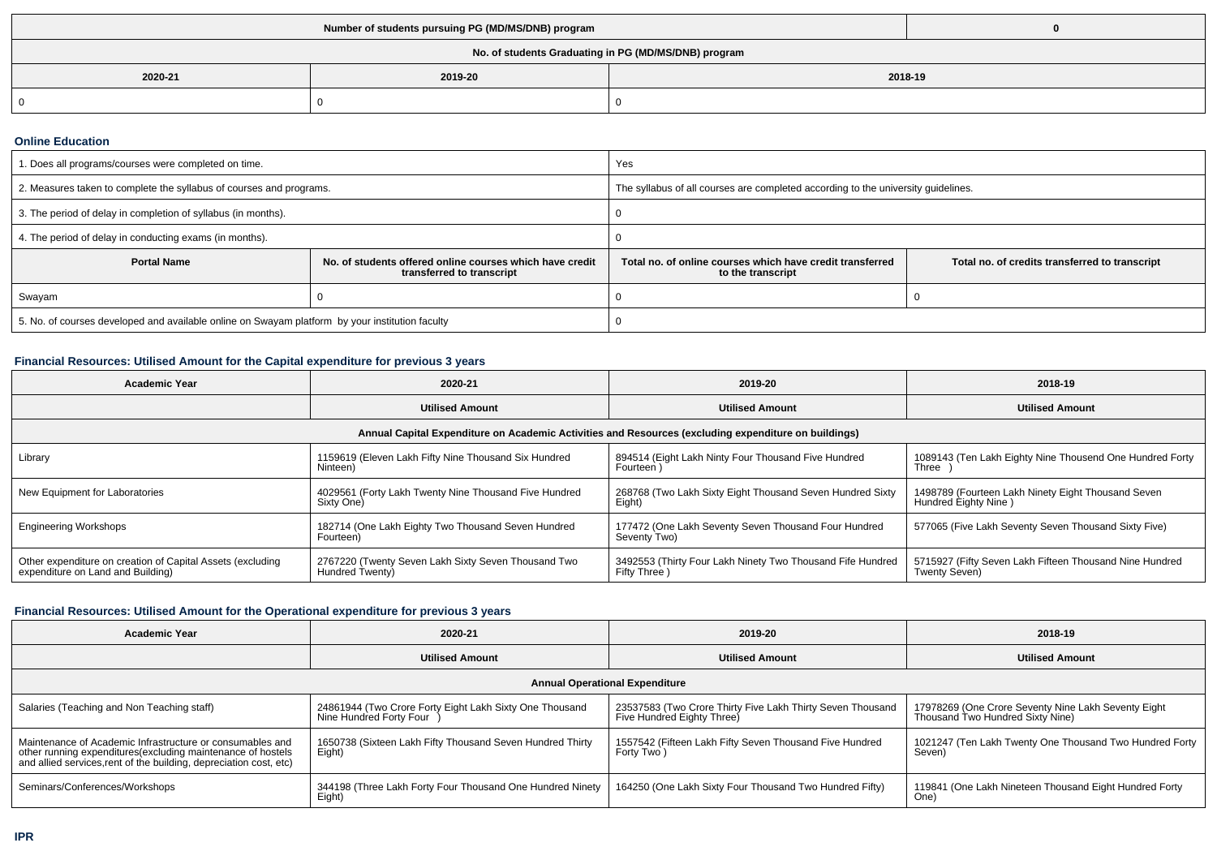| Number of students pursuing PG (MD/MS/DNB) program | | 0 |
|---|---|---|
| No. of students Graduating in PG (MD/MS/DNB) program | | |
| 2020-21 | 2019-20 | 2018-19 |
| 0 | 0 | 0 |

### Online Education

| 1. Does all programs/courses were completed on time. | | Yes | |
|---|---|---|---|
| 2. Measures taken to complete the syllabus of courses and programs. | | The syllabus of all courses are completed according to the university guidelines. | |
| 3. The period of delay in completion of syllabus (in months). | | 0 | |
| 4. The period of delay in conducting exams (in months). | | 0 | |
| **Portal Name** | **No. of students offered online courses which have credit transferred to transcript** | **Total no. of online courses which have credit transferred to the transcript** | **Total no. of credits transferred to transcript** |
| Swayam | 0 | 0 | 0 |
| 5. No. of courses developed and available online on Swayam platform by your institution faculty | | 0 | |

### Financial Resources: Utilised Amount for the Capital expenditure for previous 3 years

| Academic Year | 2020-21 | 2019-20 | 2018-19 |
|---|---|---|---|
| | Utilised Amount | Utilised Amount | Utilised Amount |
| Annual Capital Expenditure on Academic Activities and Resources (excluding expenditure on buildings) | | | |
| Library | 1159619 (Eleven Lakh Fifty Nine Thousand Six Hundred Ninteen) | 894514 (Eight Lakh Ninty Four Thousand Five Hundred Fourteen ) | 1089143 (Ten Lakh Eighty Nine Thousend One Hundred Forty Three ) |
| New Equipment for Laboratories | 4029561 (Forty Lakh Twenty Nine Thousand Five Hundred Sixty One) | 268768 (Two Lakh Sixty Eight Thousand Seven Hundred Sixty Eight) | 1498789 (Fourteen Lakh Ninety Eight Thousand Seven Hundred Eighty Nine ) |
| Engineering Workshops | 182714 (One Lakh Eighty Two Thousand Seven Hundred Fourteen) | 177472 (One Lakh Seventy Seven Thousand Four Hundred Seventy Two) | 577065 (Five Lakh Seventy Seven Thousand Sixty Five) |
| Other expenditure on creation of Capital Assets (excluding expenditure on Land and Building) | 2767220 (Twenty Seven Lakh Sixty Seven Thousand Two Hundred Twenty) | 3492553 (Thirty Four Lakh Ninety Two Thousand Fife Hundred Fifty Three ) | 5715927 (Fifty Seven Lakh Fifteen Thousand Nine Hundred Twenty Seven) |

### Financial Resources: Utilised Amount for the Operational expenditure for previous 3 years

| Academic Year | 2020-21 | 2019-20 | 2018-19 |
|---|---|---|---|
| | Utilised Amount | Utilised Amount | Utilised Amount |
| Annual Operational Expenditure | | | |
| Salaries (Teaching and Non Teaching staff) | 24861944 (Two Crore Forty Eight Lakh Sixty One Thousand Nine Hundred Forty Four ) | 23537583 (Two Crore Thirty Five Lakh Thirty Seven Thousand Five Hundred Eighty Three) | 17978269 (One Crore Seventy Nine Lakh Seventy Eight Thousand Two Hundred Sixty Nine) |
| Maintenance of Academic Infrastructure or consumables and other running expenditures(excluding maintenance of hostels and allied services,rent of the building, depreciation cost, etc) | 1650738 (Sixteen Lakh Fifty Thousand Seven Hundred Thirty Eight) | 1557542 (Fifteen Lakh Fifty Seven Thousand Five Hundred Forty Two ) | 1021247 (Ten Lakh Twenty One Thousand Two Hundred Forty Seven) |
| Seminars/Conferences/Workshops | 344198 (Three Lakh Forty Four Thousand One Hundred Ninety Eight) | 164250 (One Lakh Sixty Four Thousand Two Hundred Fifty) | 119841 (One Lakh Nineteen Thousand Eight Hundred Forty One) |

### IPR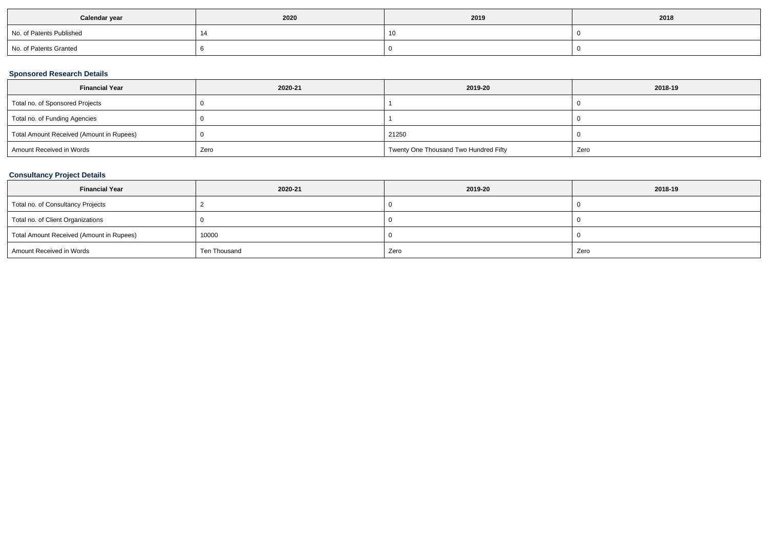| Calendar year | 2020 | 2019 | 2018 |
| --- | --- | --- | --- |
| No. of Patents Published | 14 | 10 | 0 |
| No. of Patents Granted | 6 | 0 | 0 |

### Sponsored Research Details

| Financial Year | 2020-21 | 2019-20 | 2018-19 |
| --- | --- | --- | --- |
| Total no. of Sponsored Projects | 0 | 1 | 0 |
| Total no. of Funding Agencies | 0 | 1 | 0 |
| Total Amount Received (Amount in Rupees) | 0 | 21250 | 0 |
| Amount Received in Words | Zero | Twenty One Thousand Two Hundred Fifty | Zero |

### Consultancy Project Details

| Financial Year | 2020-21 | 2019-20 | 2018-19 |
| --- | --- | --- | --- |
| Total no. of Consultancy Projects | 2 | 0 | 0 |
| Total no. of Client Organizations | 0 | 0 | 0 |
| Total Amount Received (Amount in Rupees) | 10000 | 0 | 0 |
| Amount Received in Words | Ten Thousand | Zero | Zero |